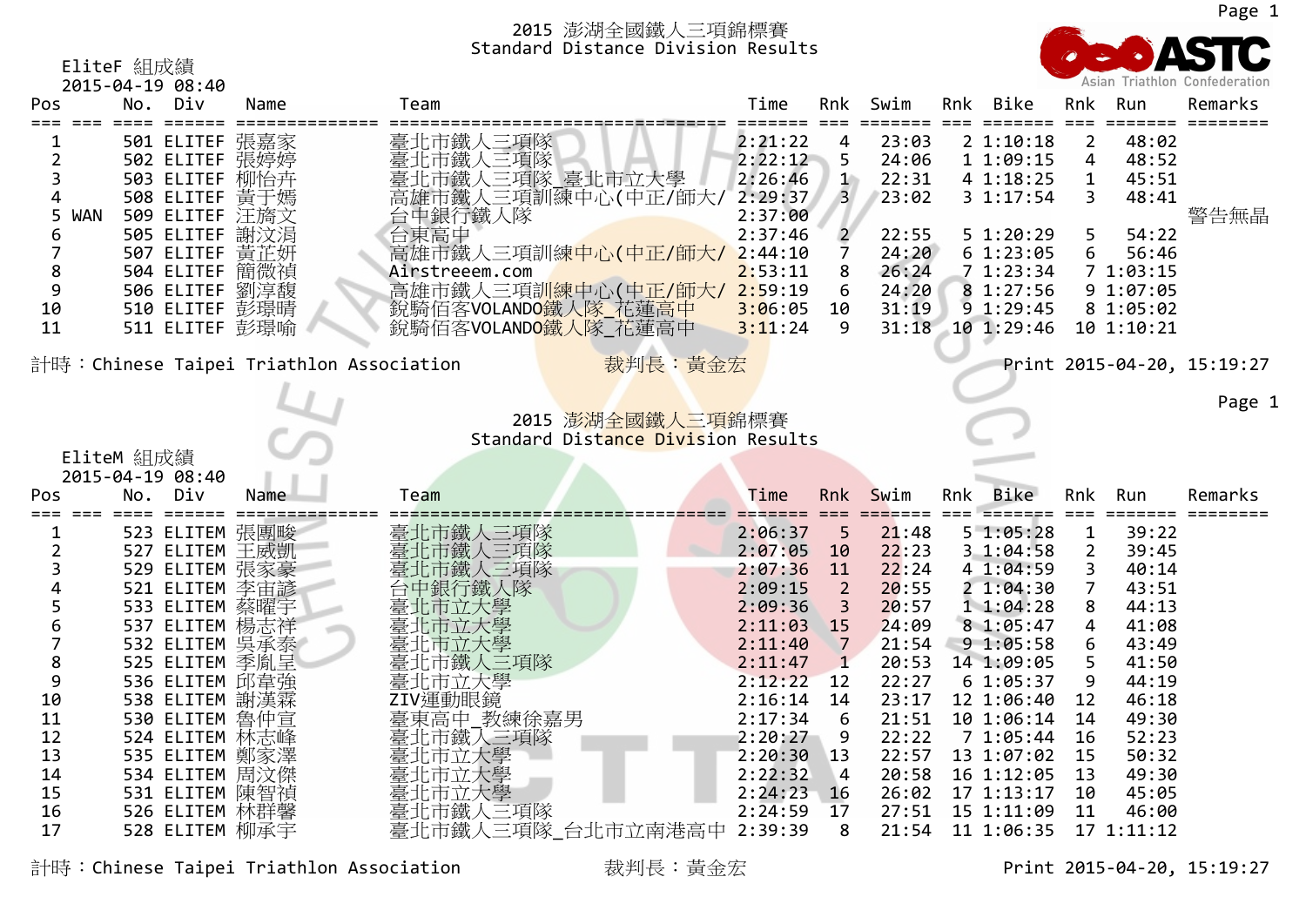## 2015 澎湖全國鐵人三項錦標賽
## Standard Distance Division Results

ASTC Asian Triathlon Confederation

EliteF 組成績
2015-04-19 08:40

| Pos | | No. | Div | Name | Team | Time | Rnk | Swim | Rnk | Bike | Rnk | Run | Remarks |
|---|---|---|---|---|---|---|---|---|---|---|---|---|---|
| 1 | | 501 | ELITEF | 張嘉家 | 臺北市鐵人三項隊 | 2:21:22 | 4 | 23:03 | 2 | 1:10:18 | 2 | 48:02 | |
| 2 | | 502 | ELITEF | 張婷婷 | 臺北市鐵人三項隊 | 2:22:12 | 5 | 24:06 | 1 | 1:09:15 | 4 | 48:52 | |
| 3 | | 503 | ELITEF | 柳怡卉 | 臺北市鐵人三項隊_臺北市立大學 | 2:26:46 | 1 | 22:31 | 4 | 1:18:25 | 1 | 45:51 | |
| 4 | | 508 | ELITEF | 黃于嫣 | 高雄市鐵人三項訓練中心(中正/師大/ | 2:29:37 | 3 | 23:02 | 3 | 1:17:54 | 3 | 48:41 | |
| 5 | WAN | 509 | ELITEF | 汪旖文 | 台中銀行鐵人隊 | 2:37:00 | | | | | | | 警告無晶 |
| 6 | | 505 | ELITEF | 謝汶涓 | 台東高中 | 2:37:46 | 2 | 22:55 | 5 | 1:20:29 | 5 | 54:22 | |
| 7 | | 507 | ELITEF | 黃芷妍 | 高雄市鐵人三項訓練中心(中正/師大/ | 2:44:10 | 7 | 24:20 | 6 | 1:23:05 | 6 | 56:46 | |
| 8 | | 504 | ELITEF | 簡微禎 | Airstreeem.com | 2:53:11 | 8 | 26:24 | 7 | 1:23:34 | 7 | 1:03:15 | |
| 9 | | 506 | ELITEF | 劉淳馥 | 高雄市鐵人三項訓練中心(中正/師大/ | 2:59:19 | 6 | 24:20 | 8 | 1:27:56 | 9 | 1:07:05 | |
| 10 | | 510 | ELITEF | 彭璟晴 | 銳騎佰客VOLANDO鐵人隊_花蓮高中 | 3:06:05 | 10 | 31:19 | 9 | 1:29:45 | 8 | 1:05:02 | |
| 11 | | 511 | ELITEF | 彭璟喻 | 銳騎佰客VOLANDO鐵人隊_花蓮高中 | 3:11:24 | 9 | 31:18 | 10 | 1:29:46 | 10 | 1:10:21 | |

計時：Chinese Taipei Triathlon Association　　裁判長：黃金宏　　Print 2015-04-20, 15:19:27

## 2015 澎湖全國鐵人三項錦標賽
## Standard Distance Division Results

EliteM 組成績
2015-04-19 08:40

| Pos | | No. | Div | Name | Team | Time | Rnk | Swim | Rnk | Bike | Rnk | Run | Remarks |
|---|---|---|---|---|---|---|---|---|---|---|---|---|---|
| 1 | | 523 | ELITEM | 張團畯 | 臺北市鐵人三項隊 | 2:06:37 | 5 | 21:48 | 5 | 1:05:28 | 1 | 39:22 | |
| 2 | | 527 | ELITEM | 王威凱 | 臺北市鐵人三項隊 | 2:07:05 | 10 | 22:23 | 3 | 1:04:58 | 2 | 39:45 | |
| 3 | | 529 | ELITEM | 張家豪 | 臺北市鐵人三項隊 | 2:07:36 | 11 | 22:24 | 4 | 1:04:59 | 3 | 40:14 | |
| 4 | | 521 | ELITEM | 李宙諺 | 台中銀行鐵人隊 | 2:09:15 | 2 | 20:55 | 2 | 1:04:30 | 7 | 43:51 | |
| 5 | | 533 | ELITEM | 蔡曜宇 | 臺北市立大學 | 2:09:36 | 3 | 20:57 | 1 | 1:04:28 | 8 | 44:13 | |
| 6 | | 537 | ELITEM | 楊志祥 | 臺北市立大學 | 2:11:03 | 15 | 24:09 | 8 | 1:05:47 | 4 | 41:08 | |
| 7 | | 532 | ELITEM | 吳承泰 | 臺北市立大學 | 2:11:40 | 7 | 21:54 | 9 | 1:05:58 | 6 | 43:49 | |
| 8 | | 525 | ELITEM | 季胤呈 | 臺北市鐵人三項隊 | 2:11:47 | 1 | 20:53 | 14 | 1:09:05 | 5 | 41:50 | |
| 9 | | 536 | ELITEM | 邱韋強 | 臺北市立大學 | 2:12:22 | 12 | 22:27 | 6 | 1:05:37 | 9 | 44:19 | |
| 10 | | 538 | ELITEM | 謝漢霖 | ZIV運動眼鏡 | 2:16:14 | 14 | 23:17 | 12 | 1:06:40 | 12 | 46:18 | |
| 11 | | 530 | ELITEM | 魯仲宣 | 臺東高中_教練徐嘉男 | 2:17:34 | 6 | 21:51 | 10 | 1:06:14 | 14 | 49:30 | |
| 12 | | 524 | ELITEM | 林志峰 | 臺北市鐵人三項隊 | 2:20:27 | 9 | 22:22 | 7 | 1:05:44 | 16 | 52:23 | |
| 13 | | 535 | ELITEM | 鄭家澤 | 臺北市立大學 | 2:20:30 | 13 | 22:57 | 13 | 1:07:02 | 15 | 50:32 | |
| 14 | | 534 | ELITEM | 周汶傑 | 臺北市立大學 | 2:22:32 | 4 | 20:58 | 16 | 1:12:05 | 13 | 49:30 | |
| 15 | | 531 | ELITEM | 陳智禎 | 臺北市立大學 | 2:24:23 | 16 | 26:02 | 17 | 1:13:17 | 10 | 45:05 | |
| 16 | | 526 | ELITEM | 林群馨 | 臺北市鐵人三項隊 | 2:24:59 | 17 | 27:51 | 15 | 1:11:09 | 11 | 46:00 | |
| 17 | | 528 | ELITEM | 柳承宇 | 臺北市鐵人三項隊_台北市立南港高中 | 2:39:39 | 8 | 21:54 | 11 | 1:06:35 | 17 | 1:11:12 | |

計時：Chinese Taipei Triathlon Association　　裁判長：黃金宏　　Print 2015-04-20, 15:19:27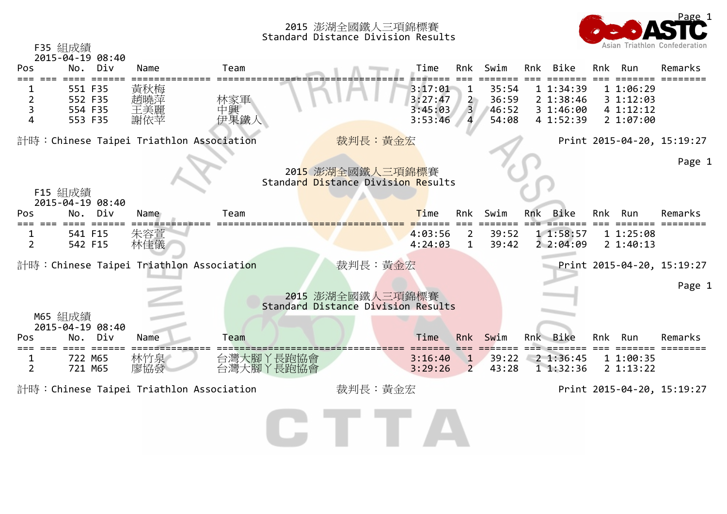# 2015 澎湖全國鐵人三項錦標賽
## Standard Distance Division Results

F35 組成績
2015-04-19 08:40

| Pos | No. | Div | Name | Team | Time | Rnk | Swim | Rnk | Bike | Rnk | Run | Remarks |
|---|---|---|---|---|---|---|---|---|---|---|---|---|
| 1 | 551 | F35 | 黃秋梅 | | 3:17:01 | 1 | 35:54 | 1 | 1:34:39 | 1 | 1:06:29 | |
| 2 | 552 | F35 | 趙曉萍 | 林家軍 | 3:27:47 | 2 | 36:59 | 2 | 1:38:46 | 3 | 1:12:03 | |
| 3 | 554 | F35 | 王美麗 | 中興 | 3:45:03 | 3 | 46:52 | 3 | 1:46:00 | 4 | 1:12:12 | |
| 4 | 553 | F35 | 謝依苹 | 伊果鐵人 | 3:53:46 | 4 | 54:08 | 4 | 1:52:39 | 2 | 1:07:00 | |

計時：Chinese Taipei Triathlon Association　　裁判長：黃金宏　　Print 2015-04-20, 15:19:27

# 2015 澎湖全國鐵人三項錦標賽
## Standard Distance Division Results

F15 組成績
2015-04-19 08:40

| Pos | No. | Div | Name | Team | Time | Rnk | Swim | Rnk | Bike | Rnk | Run | Remarks |
|---|---|---|---|---|---|---|---|---|---|---|---|---|
| 1 | 541 | F15 | 朱容萱 | | 4:03:56 | 2 | 39:52 | 1 | 1:58:57 | 1 | 1:25:08 | |
| 2 | 542 | F15 | 林佳儀 | | 4:24:03 | 1 | 39:42 | 2 | 2:04:09 | 2 | 1:40:13 | |

計時：Chinese Taipei Triathlon Association　　裁判長：黃金宏　　Print 2015-04-20, 15:19:27

# 2015 澎湖全國鐵人三項錦標賽
## Standard Distance Division Results

M65 組成績
2015-04-19 08:40

| Pos | No. | Div | Name | Team | Time | Rnk | Swim | Rnk | Bike | Rnk | Run | Remarks |
|---|---|---|---|---|---|---|---|---|---|---|---|---|
| 1 | 722 | M65 | 林竹泉 | 台灣大腳丫長跑協會 | 3:16:40 | 1 | 39:22 | 2 | 1:36:45 | 1 | 1:00:35 | |
| 2 | 721 | M65 | 廖協發 | 台灣大腳丫長跑協會 | 3:29:26 | 2 | 43:28 | 1 | 1:32:36 | 2 | 1:13:22 | |

計時：Chinese Taipei Triathlon Association　　裁判長：黃金宏　　Print 2015-04-20, 15:19:27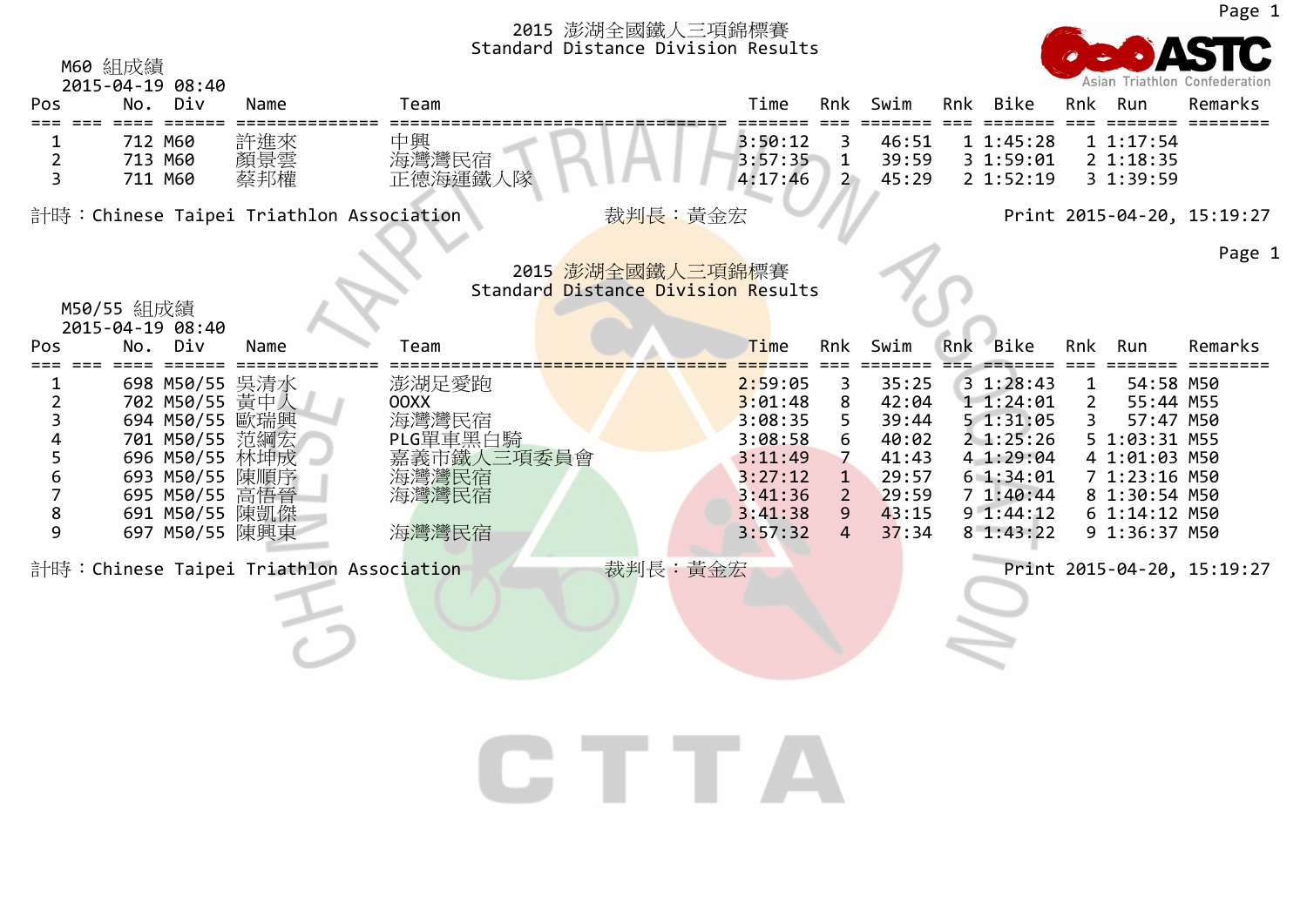## 2015 澎湖全國鐵人三項錦標賽
## Standard Distance Division Results

M60 組成績
2015-04-19 08:40

| Pos | No. | Div | Name | Team | Time | Rnk | Swim | Rnk | Bike | Rnk | Run | Remarks |
|---|---|---|---|---|---|---|---|---|---|---|---|---|
| 1 | 712 | M60 | 許進來 | 中興 | 3:50:12 | 3 | 46:51 | 1 | 1:45:28 | 1 | 1:17:54 | |
| 2 | 713 | M60 | 顏景雲 | 海灣灣民宿 | 3:57:35 | 1 | 39:59 | 3 | 1:59:01 | 2 | 1:18:35 | |
| 3 | 711 | M60 | 蔡邦權 | 正德海運鐵人隊 | 4:17:46 | 2 | 45:29 | 2 | 1:52:19 | 3 | 1:39:59 | |

計時：Chinese Taipei Triathlon Association　　裁判長：黃金宏　　Print 2015-04-20, 15:19:27

## 2015 澎湖全國鐵人三項錦標賽
## Standard Distance Division Results

M50/55 組成績
2015-04-19 08:40

| Pos | No. | Div | Name | Team | Time | Rnk | Swim | Rnk | Bike | Rnk | Run | Remarks |
|---|---|---|---|---|---|---|---|---|---|---|---|---|
| 1 | 698 | M50/55 | 吳清水 | 澎湖足愛跑 | 2:59:05 | 3 | 35:25 | 3 | 1:28:43 | 1 | 54:58 | M50 |
| 2 | 702 | M50/55 | 黃中人 | OOXX | 3:01:48 | 8 | 42:04 | 1 | 1:24:01 | 2 | 55:44 | M55 |
| 3 | 694 | M50/55 | 歐瑞興 | 海灣灣民宿 | 3:08:35 | 5 | 39:44 | 5 | 1:31:05 | 3 | 57:47 | M50 |
| 4 | 701 | M50/55 | 范綱宏 | PLG單車黑白騎 | 3:08:58 | 6 | 40:02 | 2 | 1:25:26 | 5 | 1:03:31 | M55 |
| 5 | 696 | M50/55 | 林坤成 | 嘉義市鐵人三項委員會 | 3:11:49 | 7 | 41:43 | 4 | 1:29:04 | 4 | 1:01:03 | M50 |
| 6 | 693 | M50/55 | 陳順序 | 海灣灣民宿 | 3:27:12 | 1 | 29:57 | 6 | 1:34:01 | 7 | 1:23:16 | M50 |
| 7 | 695 | M50/55 | 高悟晉 | 海灣灣民宿 | 3:41:36 | 2 | 29:59 | 7 | 1:40:44 | 8 | 1:30:54 | M50 |
| 8 | 691 | M50/55 | 陳凱傑 | | 3:41:38 | 9 | 43:15 | 9 | 1:44:12 | 6 | 1:14:12 | M50 |
| 9 | 697 | M50/55 | 陳興東 | 海灣灣民宿 | 3:57:32 | 4 | 37:34 | 8 | 1:43:22 | 9 | 1:36:37 | M50 |

計時：Chinese Taipei Triathlon Association　　裁判長：黃金宏　　Print 2015-04-20, 15:19:27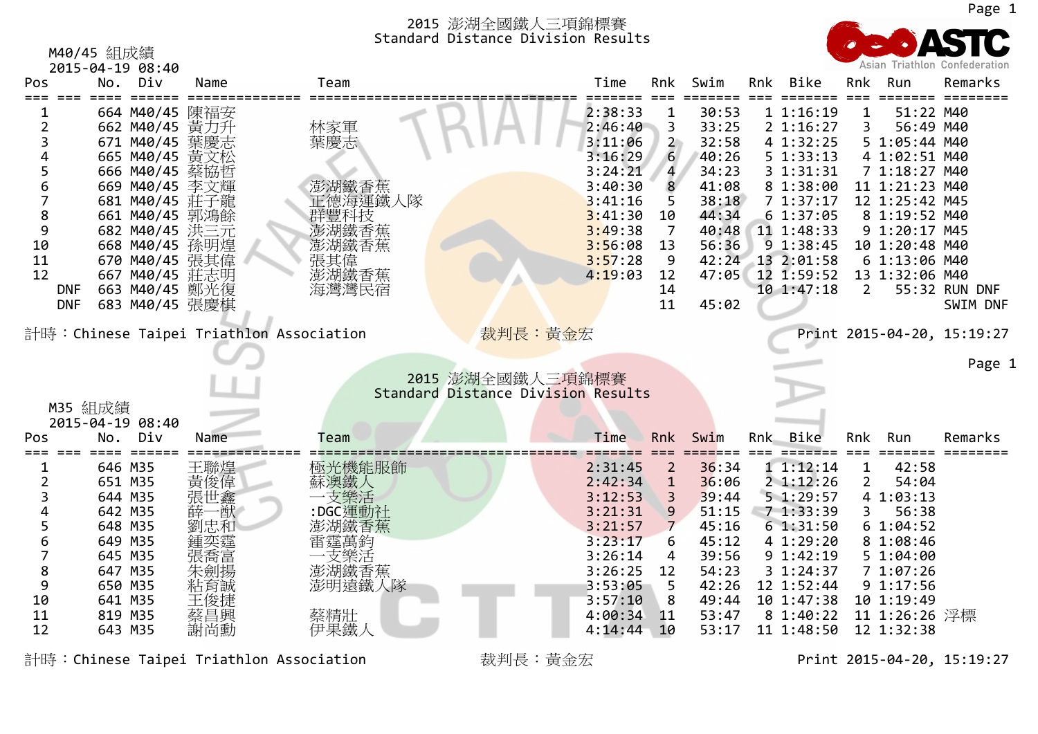# 2015 澎湖全國鐵人三項錦標賽
## Standard Distance Division Results

M40/45 組成績
2015-04-19 08:40

| Pos | No. | Div | Name | Team | Time | Rnk | Swim | Rnk | Bike | Rnk | Run | Remarks |
|---|---|---|---|---|---|---|---|---|---|---|---|---|
| 1 | 664 | M40/45 | 陳福安 | | 2:38:33 | 1 | 30:53 | 1 | 1:16:19 | 1 | 51:22 | M40 |
| 2 | 662 | M40/45 | 黃力升 | 林家軍 | 2:46:40 | 3 | 33:25 | 2 | 1:16:27 | 3 | 56:49 | M40 |
| 3 | 671 | M40/45 | 葉慶志 | 葉慶志 | 3:11:06 | 2 | 32:58 | 4 | 1:32:25 | 5 | 1:05:44 | M40 |
| 4 | 665 | M40/45 | 黃文松 | | 3:16:29 | 6 | 40:26 | 5 | 1:33:13 | 4 | 1:02:51 | M40 |
| 5 | 666 | M40/45 | 蔡協哲 | | 3:24:21 | 4 | 34:23 | 3 | 1:31:31 | 7 | 1:18:27 | M40 |
| 6 | 669 | M40/45 | 李文輝 | 澎湖鐵香蕉 | 3:40:30 | 8 | 41:08 | 8 | 1:38:00 | 11 | 1:21:23 | M40 |
| 7 | 681 | M40/45 | 莊子龍 | 正德海運鐵人隊 | 3:41:16 | 5 | 38:18 | 7 | 1:37:17 | 12 | 1:25:42 | M45 |
| 8 | 661 | M40/45 | 郭鴻餘 | 群豐科技 | 3:41:30 | 10 | 44:34 | 6 | 1:37:05 | 8 | 1:19:52 | M40 |
| 9 | 682 | M40/45 | 洪三元 | 澎湖鐵香蕉 | 3:49:38 | 7 | 40:48 | 11 | 1:48:33 | 9 | 1:20:17 | M45 |
| 10 | 668 | M40/45 | 孫明煌 | 澎湖鐵香蕉 | 3:56:08 | 13 | 56:36 | 9 | 1:38:45 | 10 | 1:20:48 | M40 |
| 11 | 670 | M40/45 | 張其偉 | 張其偉 | 3:57:28 | 9 | 42:24 | 13 | 2:01:58 | 6 | 1:13:06 | M40 |
| 12 | 667 | M40/45 | 莊志明 | 澎湖鐵香蕉 | 4:19:03 | 12 | 47:05 | 12 | 1:59:52 | 13 | 1:32:06 | M40 |
| DNF | 663 | M40/45 | 鄭光復 | 海灣灣民宿 | | 14 | | 10 | 1:47:18 | 2 | 55:32 | RUN DNF |
| DNF | 683 | M40/45 | 張慶棋 | | | 11 | 45:02 | | | | | SWIM DNF |

計時：Chinese Taipei Triathlon Association　　裁判長：黃金宏　　Print 2015-04-20, 15:19:27

# 2015 澎湖全國鐵人三項錦標賽
## Standard Distance Division Results

M35 組成績
2015-04-19 08:40

| Pos | No. | Div | Name | Team | Time | Rnk | Swim | Rnk | Bike | Rnk | Run | Remarks |
|---|---|---|---|---|---|---|---|---|---|---|---|---|
| 1 | 646 | M35 | 王聯煌 | 極光機能服飾 | 2:31:45 | 2 | 36:34 | 1 | 1:12:14 | 1 | 42:58 | |
| 2 | 651 | M35 | 黃俊偉 | 蘇澳鐵人 | 2:42:34 | 1 | 36:06 | 2 | 1:12:26 | 2 | 54:04 | |
| 3 | 644 | M35 | 張世鑫 | 一支樂活 | 3:12:53 | 3 | 39:44 | 5 | 1:29:57 | 4 | 1:03:13 | |
| 4 | 642 | M35 | 薛一猷 | :DGC運動社 | 3:21:31 | 9 | 51:15 | 7 | 1:33:39 | 3 | 56:38 | |
| 5 | 648 | M35 | 劉忠和 | 澎湖鐵香蕉 | 3:21:57 | 7 | 45:16 | 6 | 1:31:50 | 6 | 1:04:52 | |
| 6 | 649 | M35 | 鍾奕霆 | 雷霆萬鈞 | 3:23:17 | 6 | 45:12 | 4 | 1:29:20 | 8 | 1:08:46 | |
| 7 | 645 | M35 | 張喬富 | 一支樂活 | 3:26:14 | 4 | 39:56 | 9 | 1:42:19 | 5 | 1:04:00 | |
| 8 | 647 | M35 | 朱劍揚 | 澎湖鐵香蕉 | 3:26:25 | 12 | 54:23 | 3 | 1:24:37 | 7 | 1:07:26 | |
| 9 | 650 | M35 | 粘育誠 | 澎明遠鐵人隊 | 3:53:05 | 5 | 42:26 | 12 | 1:52:44 | 9 | 1:17:56 | |
| 10 | 641 | M35 | 王俊捷 | | 3:57:10 | 8 | 49:44 | 10 | 1:47:38 | 10 | 1:19:49 | |
| 11 | 819 | M35 | 蔡昌興 | 蔡精壯 | 4:00:34 | 11 | 53:47 | 8 | 1:40:22 | 11 | 1:26:26 | 浮標 |
| 12 | 643 | M35 | 謝尚勳 | 伊果鐵人 | 4:14:44 | 10 | 53:17 | 11 | 1:48:50 | 12 | 1:32:38 | |

計時：Chinese Taipei Triathlon Association　　裁判長：黃金宏　　Print 2015-04-20, 15:19:27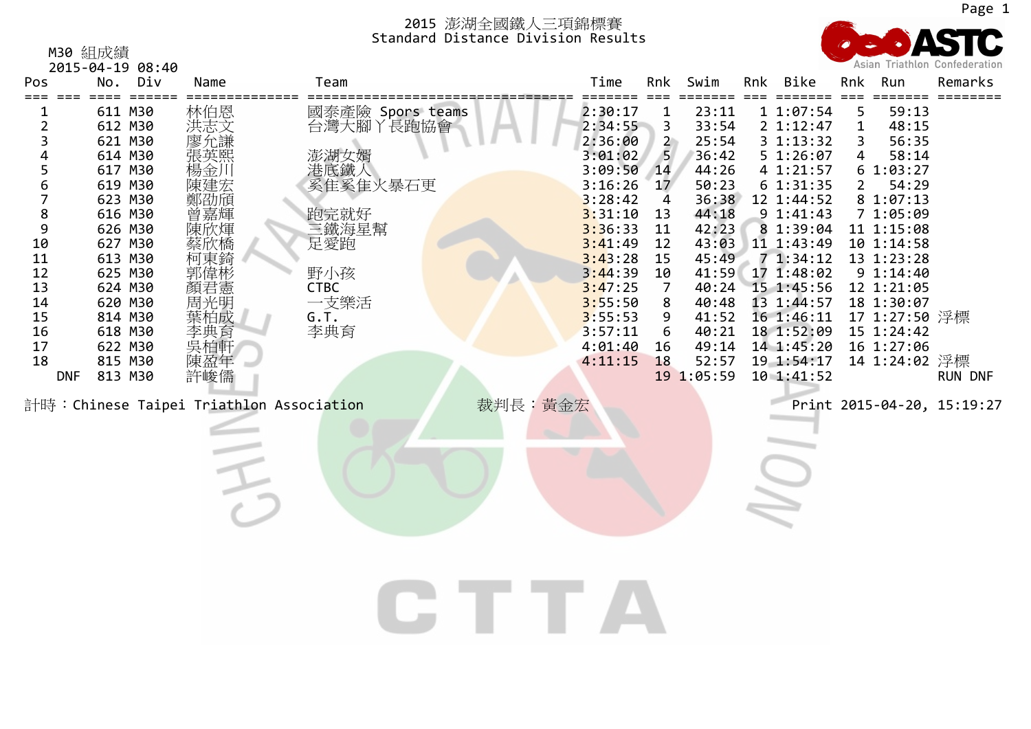# 2015 澎湖全國鐵人三項錦標賽
## Standard Distance Division Results

M30 組成績
2015-04-19 08:40

| Pos | | No. | Div | Name | Team | Time | Rnk | Swim | Rnk | Bike | Rnk | Run | Remarks |
|---|---|---|---|---|---|---|---|---|---|---|---|---|---|
| 1 | | 611 | M30 | 林伯恩 | 國泰產險 Spors teams | 2:30:17 | 1 | 23:11 | 1 | 1:07:54 | 5 | 59:13 | |
| 2 | | 612 | M30 | 洪志文 | 台灣大腳丫長跑協會 | 2:34:55 | 3 | 33:54 | 2 | 1:12:47 | 1 | 48:15 | |
| 3 | | 621 | M30 | 廖允謙 | | 2:36:00 | 2 | 25:54 | 3 | 1:13:32 | 3 | 56:35 | |
| 4 | | 614 | M30 | 張英熙 | 澎湖女婿 | 3:01:02 | 5 | 36:42 | 5 | 1:26:07 | 4 | 58:14 | |
| 5 | | 617 | M30 | 楊金川 | 港底鐵人 | 3:09:50 | 14 | 44:26 | 4 | 1:21:57 | 6 | 1:03:27 | |
| 6 | | 619 | M30 | 陳建宏 | 奚隹奚隹火暴石更 | 3:16:26 | 17 | 50:23 | 6 | 1:31:35 | 2 | 54:29 | |
| 7 | | 623 | M30 | 鄭劭頎 | | 3:28:42 | 4 | 36:38 | 12 | 1:44:52 | 8 | 1:07:13 | |
| 8 | | 616 | M30 | 曾嘉輝 | 跑完就好 | 3:31:10 | 13 | 44:18 | 9 | 1:41:43 | 7 | 1:05:09 | |
| 9 | | 626 | M30 | 陳欣煇 | 三鐵海星幫 | 3:36:33 | 11 | 42:23 | 8 | 1:39:04 | 11 | 1:15:08 | |
| 10 | | 627 | M30 | 蔡欣橋 | 足愛跑 | 3:41:49 | 12 | 43:03 | 11 | 1:43:49 | 10 | 1:14:58 | |
| 11 | | 613 | M30 | 柯東錡 | | 3:43:28 | 15 | 45:49 | 7 | 1:34:12 | 13 | 1:23:28 | |
| 12 | | 625 | M30 | 郭偉彬 | 野小孩 | 3:44:39 | 10 | 41:59 | 17 | 1:48:02 | 9 | 1:14:40 | |
| 13 | | 624 | M30 | 顏君憲 | CTBC | 3:47:25 | 7 | 40:24 | 15 | 1:45:56 | 12 | 1:21:05 | |
| 14 | | 620 | M30 | 周光明 | 一支樂活 | 3:55:50 | 8 | 40:48 | 13 | 1:44:57 | 18 | 1:30:07 | |
| 15 | | 814 | M30 | 葉柏成 | G.T. | 3:55:53 | 9 | 41:52 | 16 | 1:46:11 | 17 | 1:27:50 | 浮標 |
| 16 | | 618 | M30 | 李典育 | 李典育 | 3:57:11 | 6 | 40:21 | 18 | 1:52:09 | 15 | 1:24:42 | |
| 17 | | 622 | M30 | 吳柏軒 | | 4:01:40 | 16 | 49:14 | 14 | 1:45:20 | 16 | 1:27:06 | |
| 18 | | 815 | M30 | 陳盈年 | | 4:11:15 | 18 | 52:57 | 19 | 1:54:17 | 14 | 1:24:02 | 浮標 |
| | DNF | 813 | M30 | 許峻儒 | | | 19 | 1:05:59 | 10 | 1:41:52 | | | RUN DNF |

計時：Chinese Taipei Triathlon Association　　裁判長：黃金宏　　Print 2015-04-20, 15:19:27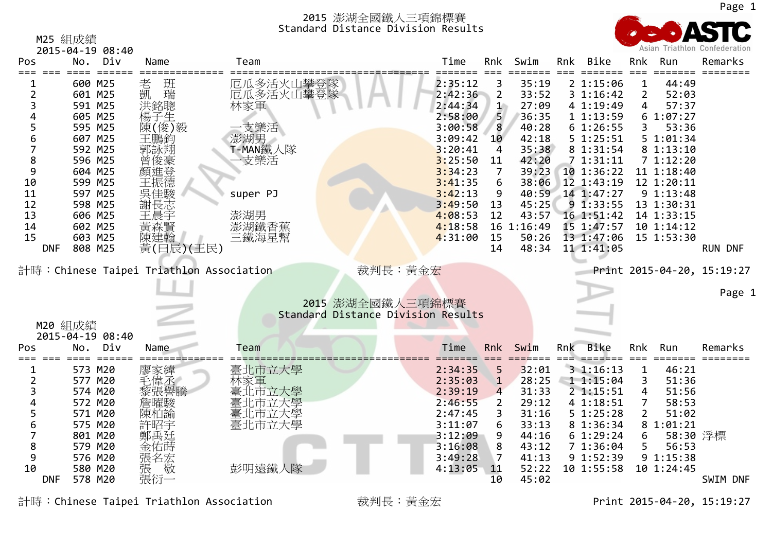## 2015 澎湖全國鐵人三項錦標賽
## Standard Distance Division Results

M25 組成績
2015-04-19 08:40

| Pos | No. | Div | Name | Team | Time | Rnk | Swim | Rnk | Bike | Rnk | Run | Remarks |
|---|---|---|---|---|---|---|---|---|---|---|---|---|
| 1 | 600 | M25 | 老　班 | 厄瓜多活火山攀登隊 | 2:35:12 | 3 | 35:19 | 2 | 1:15:06 | 1 | 44:49 | |
| 2 | 601 | M25 | 凱　瑞 | 厄瓜多活火山攀登隊 | 2:42:36 | 2 | 33:52 | 3 | 1:16:42 | 2 | 52:03 | |
| 3 | 591 | M25 | 洪銘聰 | 林家軍 | 2:44:34 | 1 | 27:09 | 4 | 1:19:49 | 4 | 57:37 | |
| 4 | 605 | M25 | 楊子生 | | 2:58:00 | 5 | 36:35 | 1 | 1:13:59 | 6 | 1:07:27 | |
| 5 | 595 | M25 | 陳(俊)毅 | 一支樂活 | 3:00:58 | 8 | 40:28 | 6 | 1:26:55 | 3 | 53:36 | |
| 6 | 607 | M25 | 王鵬鈞 | 澎湖男 | 3:09:42 | 10 | 42:18 | 5 | 1:25:51 | 5 | 1:01:34 | |
| 7 | 592 | M25 | 郭詠翔 | T-MAN鐵人隊 | 3:20:41 | 4 | 35:38 | 8 | 1:31:54 | 8 | 1:13:10 | |
| 8 | 596 | M25 | 曾俊豪 | 一支樂活 | 3:25:50 | 11 | 42:20 | 7 | 1:31:11 | 7 | 1:12:20 | |
| 9 | 604 | M25 | 顏進登 | | 3:34:23 | 7 | 39:23 | 10 | 1:36:22 | 11 | 1:18:40 | |
| 10 | 599 | M25 | 王振德 | | 3:41:35 | 6 | 38:06 | 12 | 1:43:19 | 12 | 1:20:11 | |
| 11 | 597 | M25 | 吳佳駿 | super PJ | 3:42:13 | 9 | 40:59 | 14 | 1:47:27 | 9 | 1:13:48 | |
| 12 | 598 | M25 | 謝長志 | | 3:49:50 | 13 | 45:25 | 9 | 1:33:55 | 13 | 1:30:31 | |
| 13 | 606 | M25 | 王晨宇 | 澎湖男 | 4:08:53 | 12 | 43:57 | 16 | 1:51:42 | 14 | 1:33:15 | |
| 14 | 602 | M25 | 黃森賢 | 澎湖鐵香蕉 | 4:18:58 | 16 | 1:16:49 | 15 | 1:47:57 | 10 | 1:14:12 | |
| 15 | 603 | M25 | 陳建翰 | 三鐵海星幫 | 4:31:00 | 15 | 50:26 | 13 | 1:47:06 | 15 | 1:53:30 | |
| DNF | 808 | M25 | 黃(日辰)(王民) | | | 14 | 48:34 | 11 | 1:41:05 | | | RUN DNF |

計時：Chinese Taipei Triathlon Association　　裁判長：黃金宏　　Print 2015-04-20, 15:19:27

## 2015 澎湖全國鐵人三項錦標賽
## Standard Distance Division Results

M20 組成績
2015-04-19 08:40

| Pos | No. | Div | Name | Team | Time | Rnk | Swim | Rnk | Bike | Rnk | Run | Remarks |
|---|---|---|---|---|---|---|---|---|---|---|---|---|
| 1 | 573 | M20 | 廖家緯 | 臺北市立大學 | 2:34:35 | 5 | 32:01 | 3 | 1:16:13 | 1 | 46:21 | |
| 2 | 577 | M20 | 毛偉丞 | 林家軍 | 2:35:03 | 1 | 28:25 | 1 | 1:15:04 | 3 | 51:36 | |
| 3 | 574 | M20 | 黎張譽騰 | 臺北市立大學 | 2:39:19 | 4 | 31:33 | 2 | 1:15:51 | 4 | 51:56 | |
| 4 | 572 | M20 | 詹曜駿 | 臺北市立大學 | 2:46:55 | 2 | 29:12 | 4 | 1:18:51 | 7 | 58:53 | |
| 5 | 571 | M20 | 陳柏諭 | 臺北市立大學 | 2:47:45 | 3 | 31:16 | 5 | 1:25:28 | 2 | 51:02 | |
| 6 | 575 | M20 | 許昭宇 | 臺北市立大學 | 3:11:07 | 6 | 33:13 | 8 | 1:36:34 | 8 | 1:01:21 | |
| 7 | 801 | M20 | 鄭禹廷 | | 3:12:09 | 9 | 44:16 | 6 | 1:29:24 | 6 | 58:30 | 浮標 |
| 8 | 579 | M20 | 金佑蒔 | | 3:16:08 | 8 | 43:12 | 7 | 1:36:04 | 5 | 56:53 | |
| 9 | 576 | M20 | 張名宏 | | 3:49:28 | 7 | 41:13 | 9 | 1:52:39 | 9 | 1:15:38 | |
| 10 | 580 | M20 | 張　敬 | 彭明遠鐵人隊 | 4:13:05 | 11 | 52:22 | 10 | 1:55:58 | 10 | 1:24:45 | |
| DNF | 578 | M20 | 張衍一 | | | 10 | 45:02 | | | | | SWIM DNF |

計時：Chinese Taipei Triathlon Association　　裁判長：黃金宏　　Print 2015-04-20, 15:19:27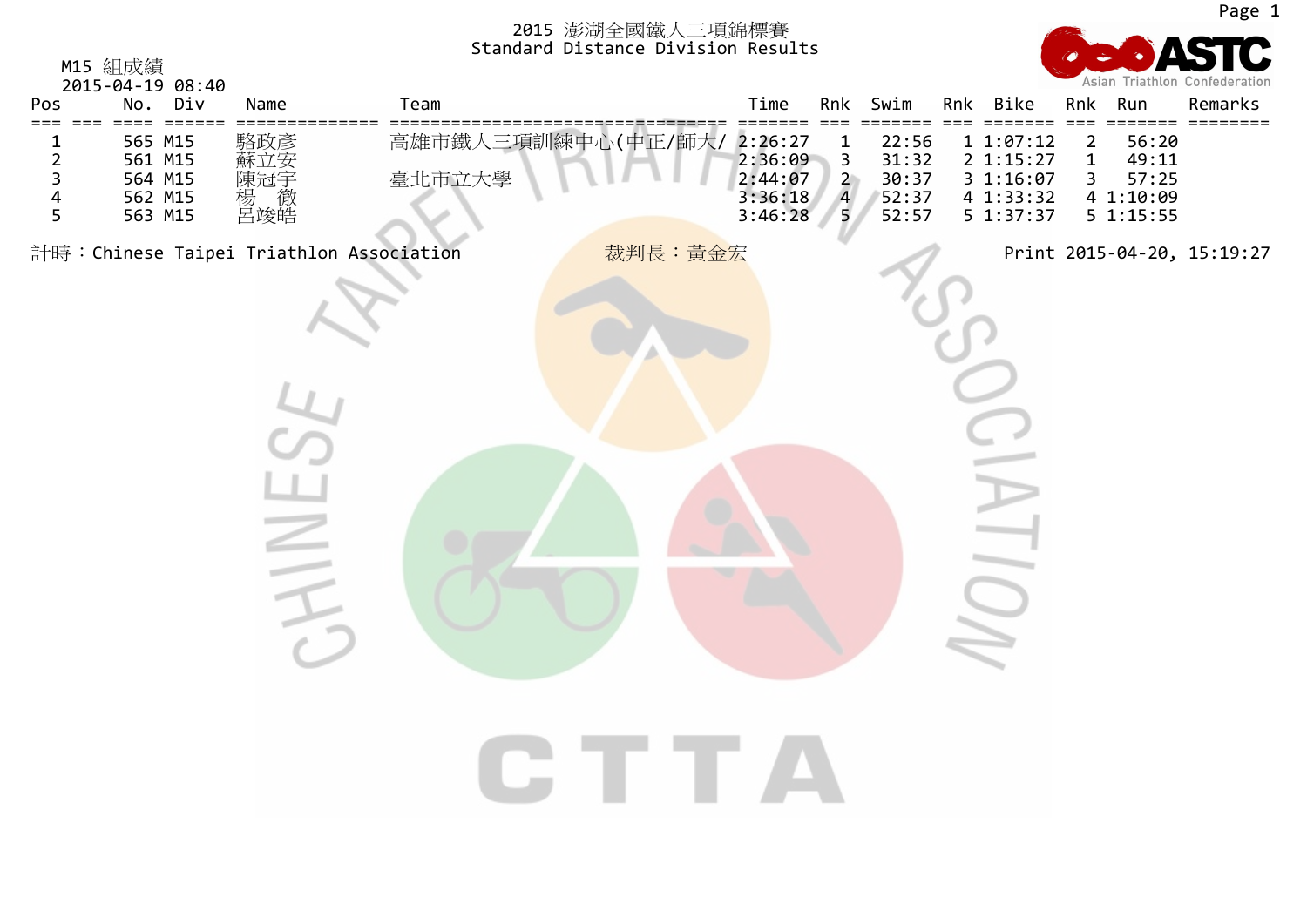# 2015 澎湖全國鐵人三項錦標賽
## Standard Distance Division Results

M15 組成績
2015-04-19 08:40

| Pos | | No. | Div | Name | Team | Time | Rnk | Swim | Rnk | Bike | Rnk | Run | Remarks |
|---|---|---|---|---|---|---|---|---|---|---|---|---|---|
| 1 | | 565 | M15 | 駱政彥 | 高雄市鐵人三項訓練中心(中正/師大/ | 2:26:27 | 1 | 22:56 | 1 | 1:07:12 | 2 | 56:20 | |
| 2 | | 561 | M15 | 蘇立安 | | 2:36:09 | 3 | 31:32 | 2 | 1:15:27 | 1 | 49:11 | |
| 3 | | 564 | M15 | 陳冠宇 | 臺北市立大學 | 2:44:07 | 2 | 30:37 | 3 | 1:16:07 | 3 | 57:25 | |
| 4 | | 562 | M15 | 楊　徹 | | 3:36:18 | 4 | 52:37 | 4 | 1:33:32 | 4 | 1:10:09 | |
| 5 | | 563 | M15 | 呂竣皓 | | 3:46:28 | 5 | 52:57 | 5 | 1:37:37 | 5 | 1:15:55 | |

計時：Chinese Taipei Triathlon Association　　裁判長：黃金宏　　Print 2015-04-20, 15:19:27